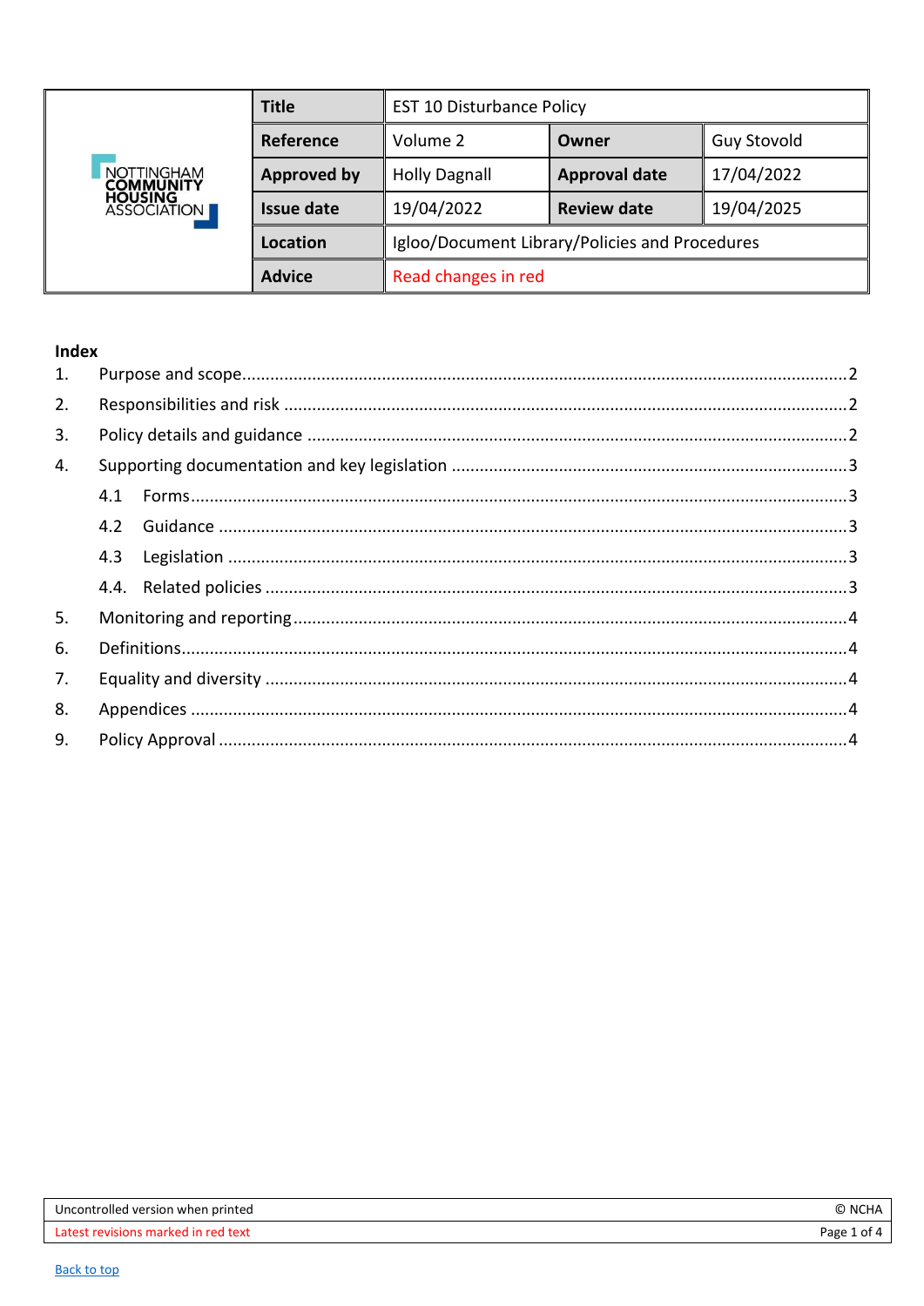| | | | | |
|---|---|---|---|---|
| NOTTINGHAM COMMUNITY HOUSING ASSOCIATION | **Title** | EST 10 Disturbance Policy | | |
| | **Reference** | Volume 2 | **Owner** | Guy Stovold |
| | **Approved by** | Holly Dagnall | **Approval date** | 17/04/2022 |
| | **Issue date** | 19/04/2022 | **Review date** | 19/04/2025 |
| | **Location** | Igloo/Document Library/Policies and Procedures | | |
| | **Advice** | Read changes in red | | |

**Index**

1. Purpose and scope....2
2. Responsibilities and risk....2
3. Policy details and guidance....2
4. Supporting documentation and key legislation....3
   - 4.1 Forms....3
   - 4.2 Guidance....3
   - 4.3 Legislation....3
   - 4.4. Related policies....3
5. Monitoring and reporting....4
6. Definitions....4
7. Equality and diversity....4
8. Appendices....4
9. Policy Approval....4

| | |
|---|---|
| Uncontrolled version when printed | © NCHA |
| Latest revisions marked in red text | |

Back to top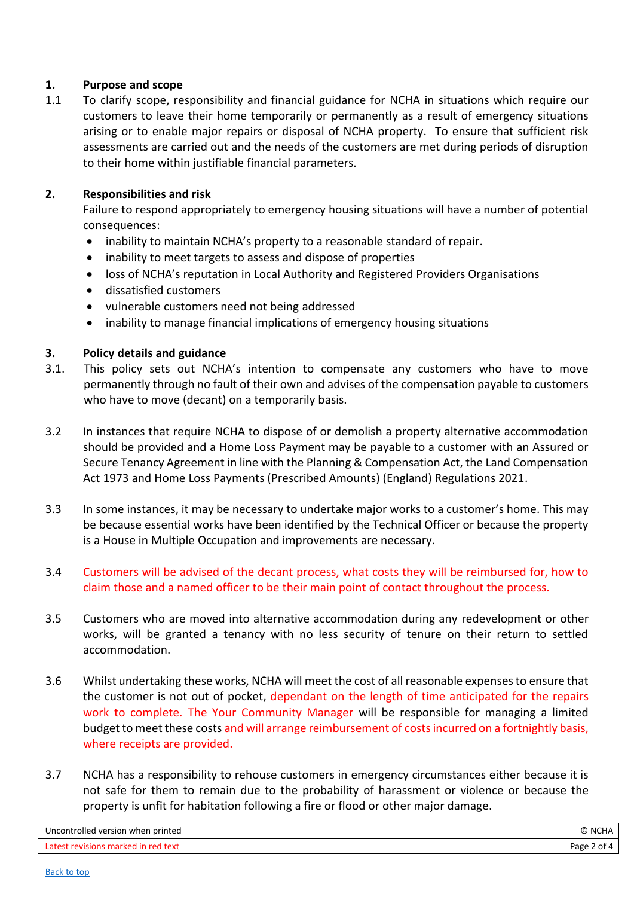## 1. Purpose and scope

1.1 To clarify scope, responsibility and financial guidance for NCHA in situations which require our customers to leave their home temporarily or permanently as a result of emergency situations arising or to enable major repairs or disposal of NCHA property. To ensure that sufficient risk assessments are carried out and the needs of the customers are met during periods of disruption to their home within justifiable financial parameters.

## 2. Responsibilities and risk

Failure to respond appropriately to emergency housing situations will have a number of potential consequences:

- inability to maintain NCHA's property to a reasonable standard of repair.
- inability to meet targets to assess and dispose of properties
- loss of NCHA's reputation in Local Authority and Registered Providers Organisations
- dissatisfied customers
- vulnerable customers need not being addressed
- inability to manage financial implications of emergency housing situations

## 3. Policy details and guidance

3.1. This policy sets out NCHA's intention to compensate any customers who have to move permanently through no fault of their own and advises of the compensation payable to customers who have to move (decant) on a temporarily basis.

3.2 In instances that require NCHA to dispose of or demolish a property alternative accommodation should be provided and a Home Loss Payment may be payable to a customer with an Assured or Secure Tenancy Agreement in line with the Planning & Compensation Act, the Land Compensation Act 1973 and Home Loss Payments (Prescribed Amounts) (England) Regulations 2021.

3.3 In some instances, it may be necessary to undertake major works to a customer's home. This may be because essential works have been identified by the Technical Officer or because the property is a House in Multiple Occupation and improvements are necessary.

3.4 Customers will be advised of the decant process, what costs they will be reimbursed for, how to claim those and a named officer to be their main point of contact throughout the process.

3.5 Customers who are moved into alternative accommodation during any redevelopment or other works, will be granted a tenancy with no less security of tenure on their return to settled accommodation.

3.6 Whilst undertaking these works, NCHA will meet the cost of all reasonable expenses to ensure that the customer is not out of pocket, dependant on the length of time anticipated for the repairs work to complete. The Your Community Manager will be responsible for managing a limited budget to meet these costs and will arrange reimbursement of costs incurred on a fortnightly basis, where receipts are provided.

3.7 NCHA has a responsibility to rehouse customers in emergency circumstances either because it is not safe for them to remain due to the probability of harassment or violence or because the property is unfit for habitation following a fire or flood or other major damage.

[Back to top](#)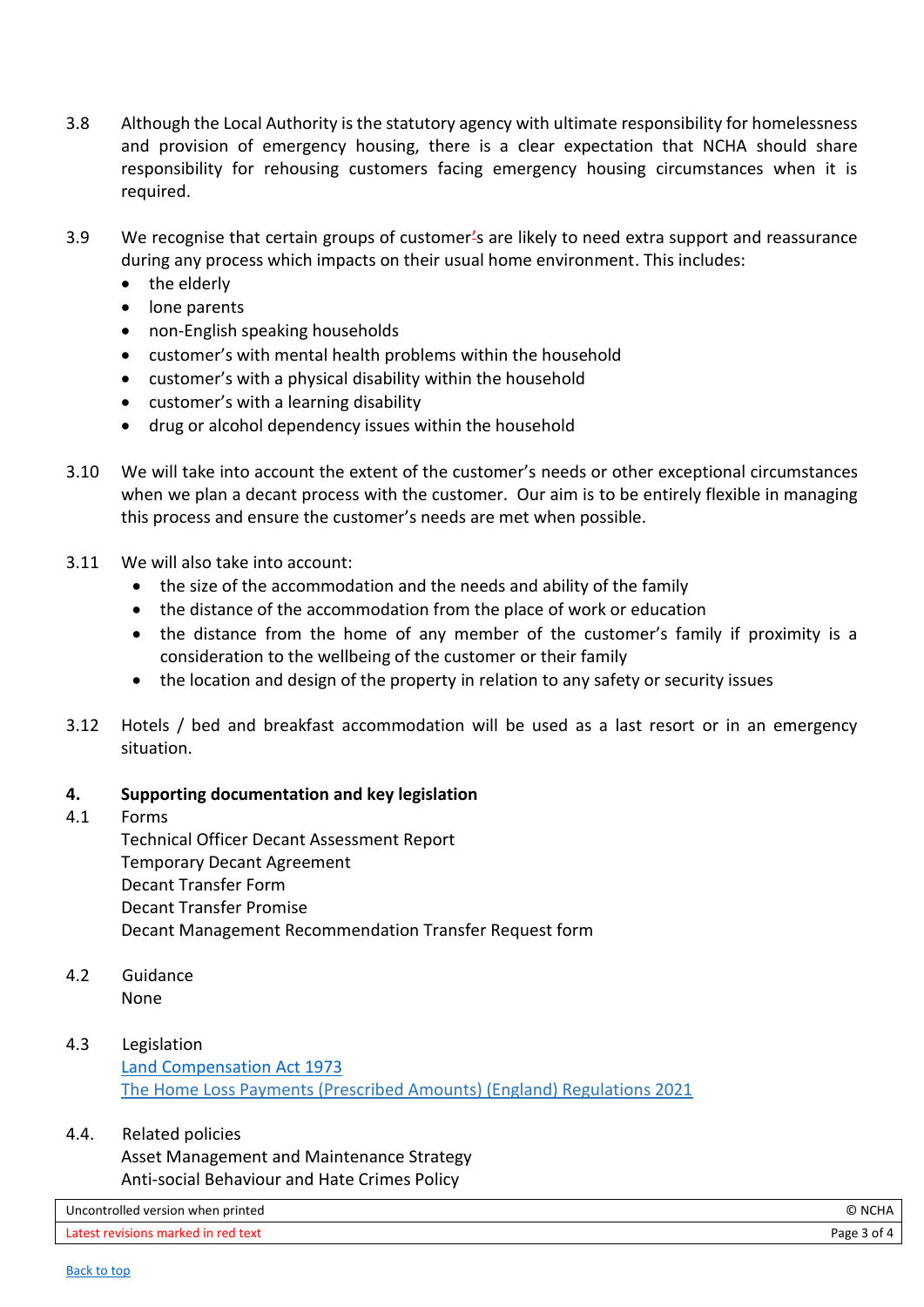3.8 Although the Local Authority is the statutory agency with ultimate responsibility for homelessness and provision of emergency housing, there is a clear expectation that NCHA should share responsibility for rehousing customers facing emergency housing circumstances when it is required.

3.9 We recognise that certain groups of customer's are likely to need extra support and reassurance during any process which impacts on their usual home environment. This includes:

- the elderly
- lone parents
- non-English speaking households
- customer's with mental health problems within the household
- customer's with a physical disability within the household
- customer's with a learning disability
- drug or alcohol dependency issues within the household

3.10 We will take into account the extent of the customer's needs or other exceptional circumstances when we plan a decant process with the customer. Our aim is to be entirely flexible in managing this process and ensure the customer's needs are met when possible.

3.11 We will also take into account:

- the size of the accommodation and the needs and ability of the family
- the distance of the accommodation from the place of work or education
- the distance from the home of any member of the customer's family if proximity is a consideration to the wellbeing of the customer or their family
- the location and design of the property in relation to any safety or security issues

3.12 Hotels / bed and breakfast accommodation will be used as a last resort or in an emergency situation.

## 4. Supporting documentation and key legislation

4.1 Forms

Technical Officer Decant Assessment Report
Temporary Decant Agreement
Decant Transfer Form
Decant Transfer Promise
Decant Management Recommendation Transfer Request form

4.2 Guidance

None

4.3 Legislation

Land Compensation Act 1973
The Home Loss Payments (Prescribed Amounts) (England) Regulations 2021

4.4. Related policies

Asset Management and Maintenance Strategy
Anti-social Behaviour and Hate Crimes Policy

Uncontrolled version when printed © NCHA
Latest revisions marked in red text

Back to top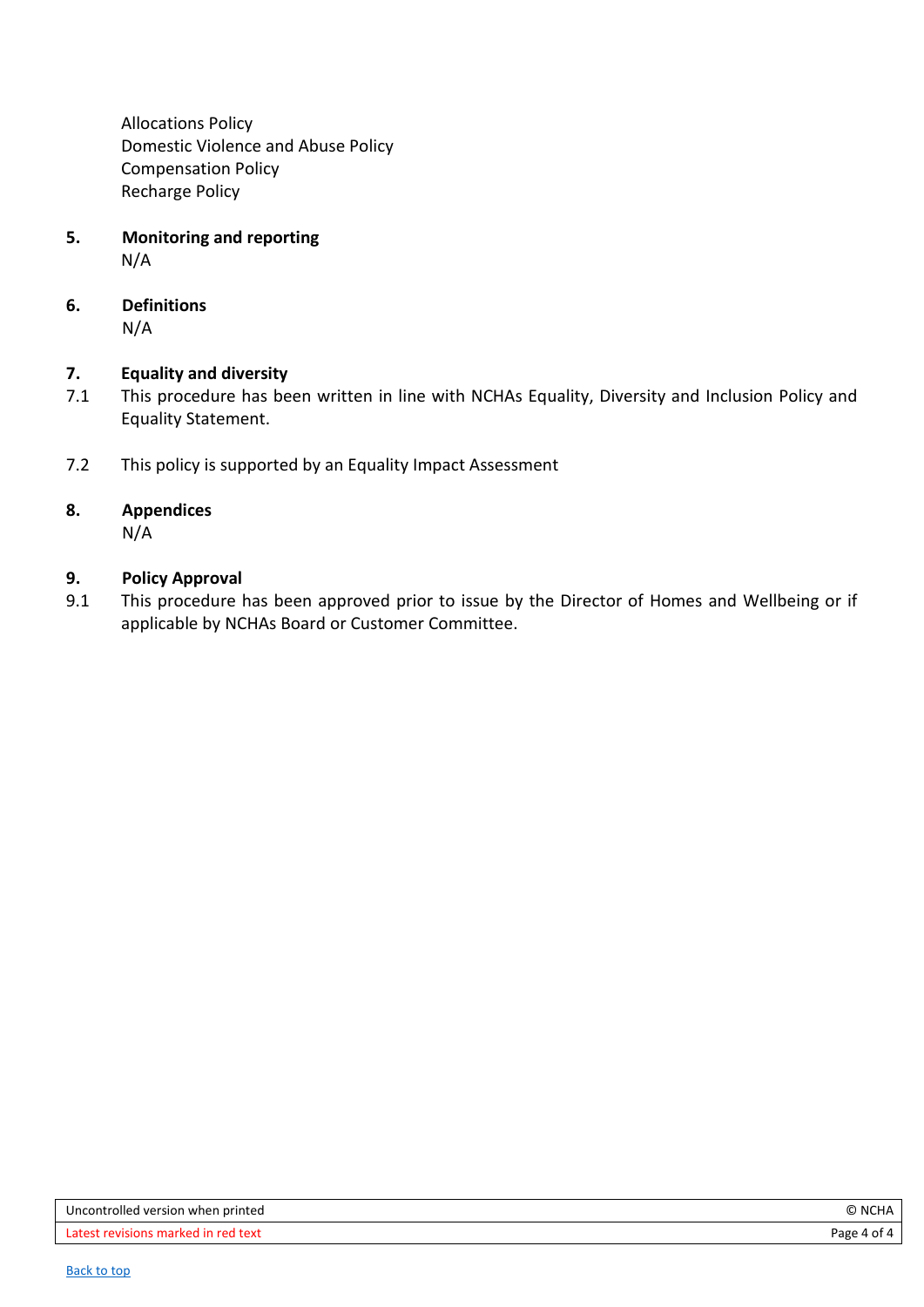Allocations Policy
Domestic Violence and Abuse Policy
Compensation Policy
Recharge Policy

## 5. Monitoring and reporting

N/A

## 6. Definitions

N/A

## 7. Equality and diversity

7.1 This procedure has been written in line with NCHAs Equality, Diversity and Inclusion Policy and Equality Statement.

7.2 This policy is supported by an Equality Impact Assessment

## 8. Appendices

N/A

## 9. Policy Approval

9.1 This procedure has been approved prior to issue by the Director of Homes and Wellbeing or if applicable by NCHAs Board or Customer Committee.

Back to top